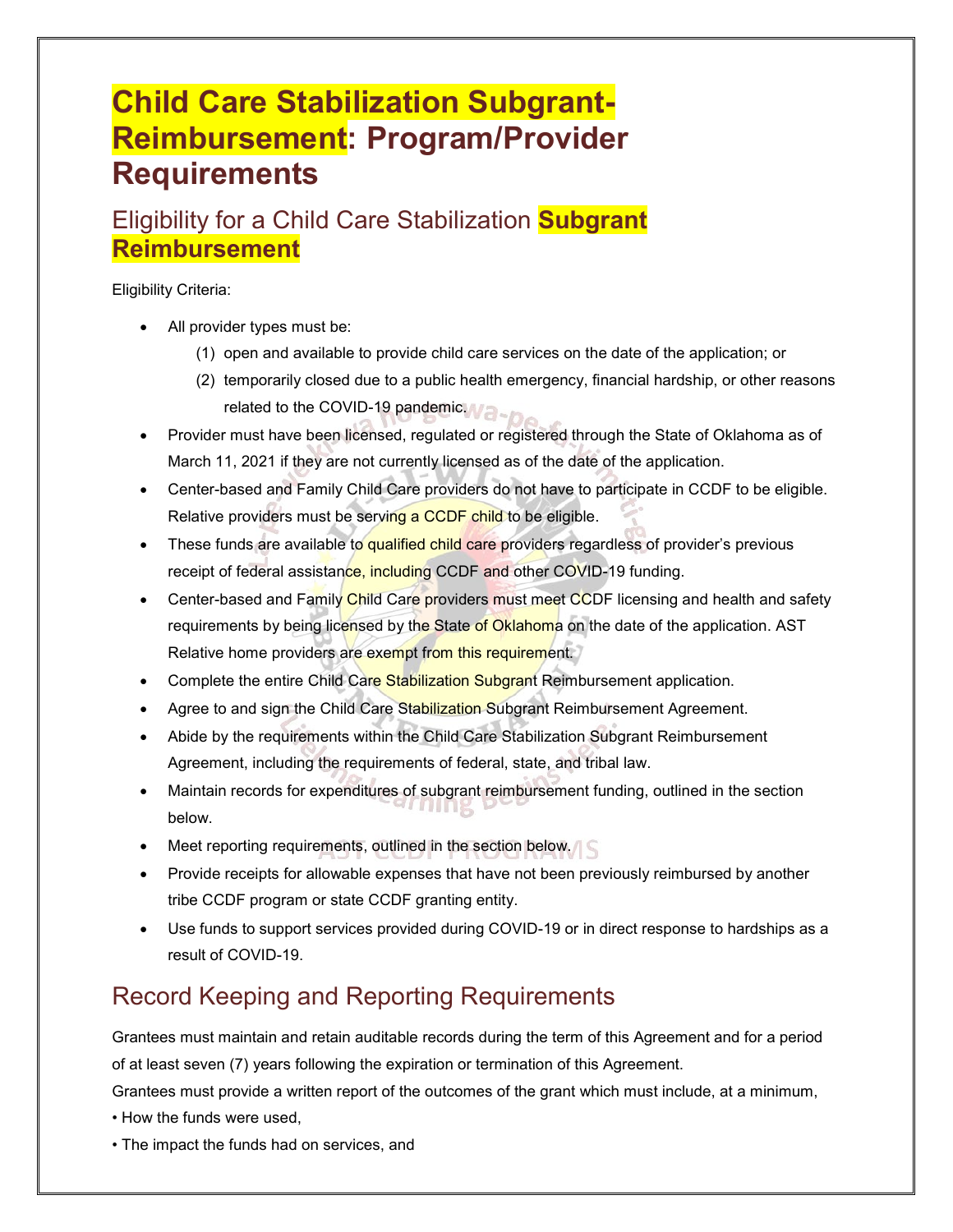# Child Care Stabilization Subgrant-Reimbursement: Program/Provider Requirements

## Eligibility for a Child Care Stabilization **Subgrant Reimbursement**

Eligibility Criteria:

- All provider types must be:
  1. open and available to provide child care services on the date of the application; or
  2. temporarily closed due to a public health emergency, financial hardship, or other reasons related to the COVID-19 pandemic.
- Provider must have been licensed, regulated or registered through the State of Oklahoma as of March 11, 2021 if they are not currently licensed as of the date of the application.
- Center-based and Family Child Care providers do not have to participate in CCDF to be eligible. Relative providers must be serving a CCDF child to be eligible.
- These funds are available to qualified child care providers regardless of provider's previous receipt of federal assistance, including CCDF and other COVID-19 funding.
- Center-based and Family Child Care providers must meet CCDF licensing and health and safety requirements by being licensed by the State of Oklahoma on the date of the application. AST Relative home providers are exempt from this requirement.
- Complete the entire Child Care Stabilization Subgrant Reimbursement application.
- Agree to and sign the Child Care Stabilization Subgrant Reimbursement Agreement.
- Abide by the requirements within the Child Care Stabilization Subgrant Reimbursement Agreement, including the requirements of federal, state, and tribal law.
- Maintain records for expenditures of subgrant reimbursement funding, outlined in the section below.
- Meet reporting requirements, outlined in the section below.
- Provide receipts for allowable expenses that have not been previously reimbursed by another tribe CCDF program or state CCDF granting entity.
- Use funds to support services provided during COVID-19 or in direct response to hardships as a result of COVID-19.

## Record Keeping and Reporting Requirements

Grantees must maintain and retain auditable records during the term of this Agreement and for a period of at least seven (7) years following the expiration or termination of this Agreement.

Grantees must provide a written report of the outcomes of the grant which must include, at a minimum,

- How the funds were used,
- The impact the funds had on services, and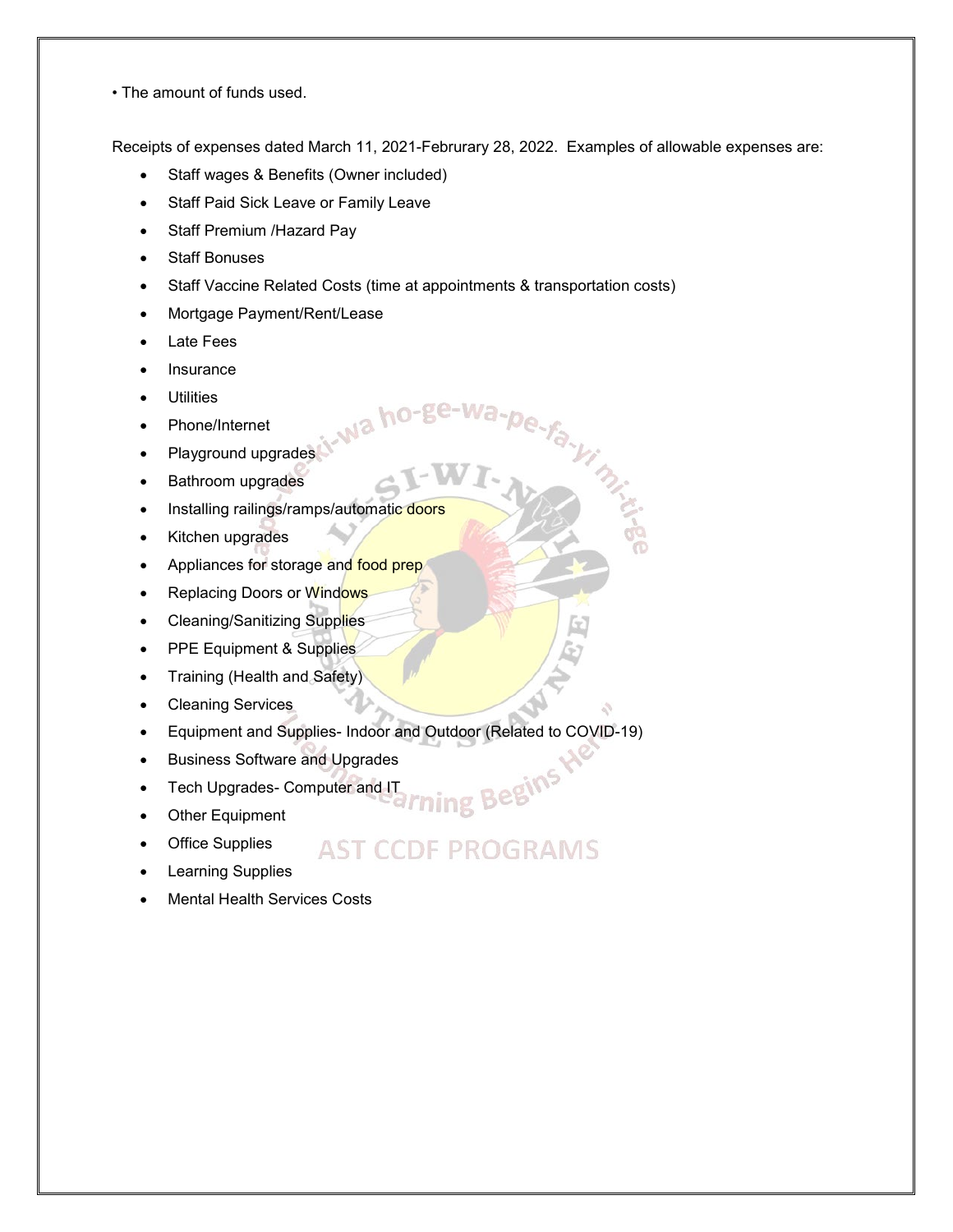• The amount of funds used.

Receipts of expenses dated March 11, 2021-Februrary 28, 2022. Examples of allowable expenses are:

- Staff wages & Benefits (Owner included)
- Staff Paid Sick Leave or Family Leave
- Staff Premium /Hazard Pay
- Staff Bonuses
- Staff Vaccine Related Costs (time at appointments & transportation costs)
- Mortgage Payment/Rent/Lease
- Late Fees
- Insurance
- Utilities
- Phone/Internet
- Playground upgrades
- Bathroom upgrades
- Installing railings/ramps/automatic doors
- Kitchen upgrades
- Appliances for storage and food prep
- Replacing Doors or Windows
- Cleaning/Sanitizing Supplies
- PPE Equipment & Supplies
- Training (Health and Safety)
- Cleaning Services
- Equipment and Supplies- Indoor and Outdoor (Related to COVID-19)
- Business Software and Upgrades
- Tech Upgrades- Computer and IT
- Other Equipment
- Office Supplies
- Learning Supplies
- Mental Health Services Costs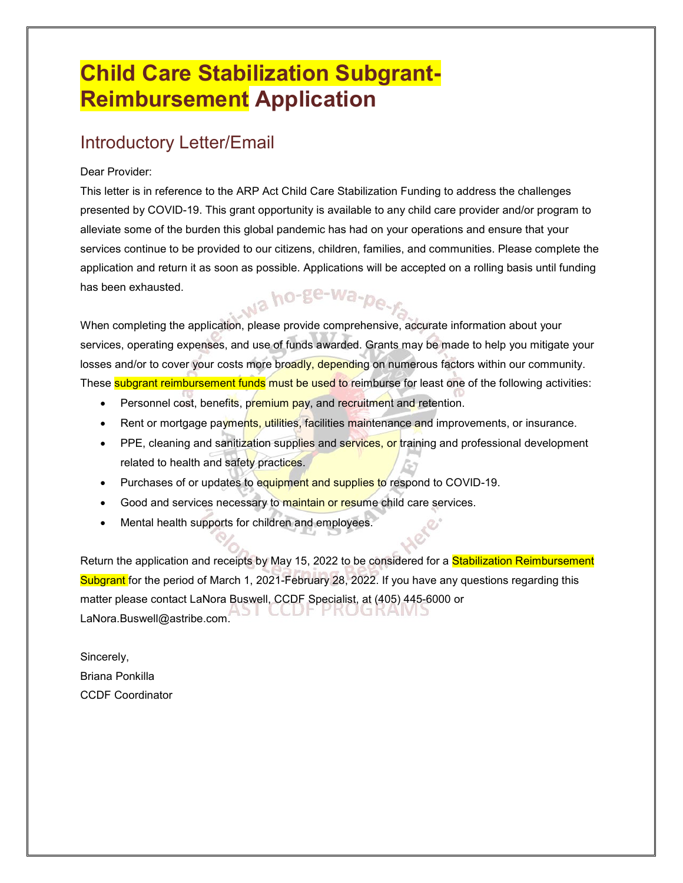# Child Care Stabilization Subgrant-Reimbursement Application

## Introductory Letter/Email

Dear Provider:

This letter is in reference to the ARP Act Child Care Stabilization Funding to address the challenges presented by COVID-19. This grant opportunity is available to any child care provider and/or program to alleviate some of the burden this global pandemic has had on your operations and ensure that your services continue to be provided to our citizens, children, families, and communities. Please complete the application and return it as soon as possible. Applications will be accepted on a rolling basis until funding has been exhausted.

When completing the application, please provide comprehensive, accurate information about your services, operating expenses, and use of funds awarded. Grants may be made to help you mitigate your losses and/or to cover your costs more broadly, depending on numerous factors within our community. These subgrant reimbursement funds must be used to reimburse for least one of the following activities:

- Personnel cost, benefits, premium pay, and recruitment and retention.
- Rent or mortgage payments, utilities, facilities maintenance and improvements, or insurance.
- PPE, cleaning and sanitization supplies and services, or training and professional development related to health and safety practices.
- Purchases of or updates to equipment and supplies to respond to COVID-19.
- Good and services necessary to maintain or resume child care services.
- Mental health supports for children and employees.

Return the application and receipts by May 15, 2022 to be considered for a Stabilization Reimbursement Subgrant for the period of March 1, 2021-February 28, 2022. If you have any questions regarding this matter please contact LaNora Buswell, CCDF Specialist, at (405) 445-6000 or LaNora.Buswell@astribe.com.

Sincerely,
Briana Ponkilla
CCDF Coordinator